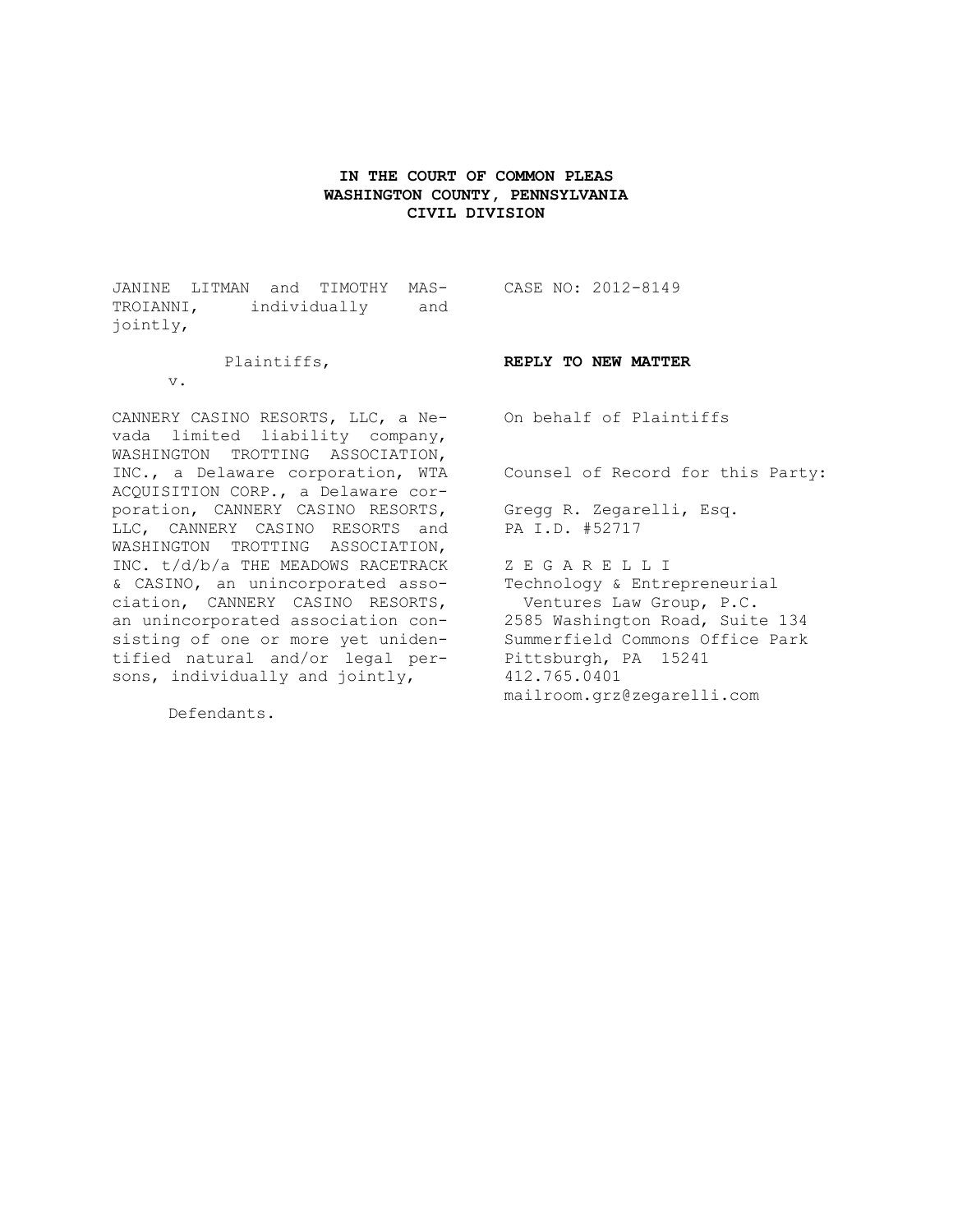**IN THE COURT OF COMMON PLEAS**
**WASHINGTON COUNTY, PENNSYLVANIA**
**CIVIL DIVISION**

JANINE LITMAN and TIMOTHY MASTROIANNI, individually and jointly,

Plaintiffs,

v.

CANNERY CASINO RESORTS, LLC, a Nevada limited liability company, WASHINGTON TROTTING ASSOCIATION, INC., a Delaware corporation, WTA ACQUISITION CORP., a Delaware corporation, CANNERY CASINO RESORTS, LLC, CANNERY CASINO RESORTS and WASHINGTON TROTTING ASSOCIATION, INC. t/d/b/a THE MEADOWS RACETRACK & CASINO, an unincorporated association, CANNERY CASINO RESORTS, an unincorporated association consisting of one or more yet unidentified natural and/or legal persons, individually and jointly,

Defendants.

CASE NO: 2012-8149

**REPLY TO NEW MATTER**

On behalf of Plaintiffs

Counsel of Record for this Party:

Gregg R. Zegarelli, Esq.
PA I.D. #52717

Z E G A R E L L I
Technology & Entrepreneurial
Ventures Law Group, P.C.
2585 Washington Road, Suite 134
Summerfield Commons Office Park
Pittsburgh, PA 15241
412.765.0401
mailroom.grz@zegarelli.com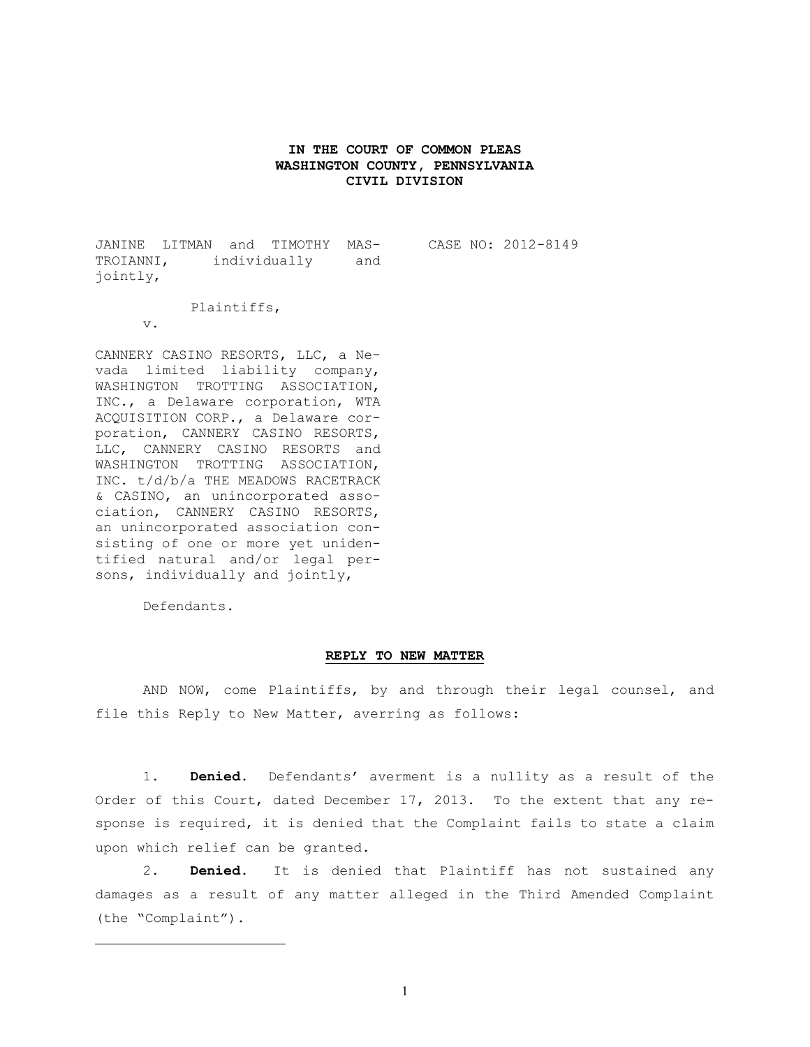**IN THE COURT OF COMMON PLEAS**
**WASHINGTON COUNTY, PENNSYLVANIA**
**CIVIL DIVISION**

JANINE LITMAN and TIMOTHY MASTROIANNI, individually and jointly,

Plaintiffs,

v.

CANNERY CASINO RESORTS, LLC, a Nevada limited liability company, WASHINGTON TROTTING ASSOCIATION, INC., a Delaware corporation, WTA ACQUISITION CORP., a Delaware corporation, CANNERY CASINO RESORTS, LLC, CANNERY CASINO RESORTS and WASHINGTON TROTTING ASSOCIATION, INC. t/d/b/a THE MEADOWS RACETRACK & CASINO, an unincorporated association, CANNERY CASINO RESORTS, an unincorporated association consisting of one or more yet unidentified natural and/or legal persons, individually and jointly,

Defendants.

CASE NO: 2012-8149

**REPLY TO NEW MATTER**

AND NOW, come Plaintiffs, by and through their legal counsel, and file this Reply to New Matter, averring as follows:

1. **Denied.** Defendants' averment is a nullity as a result of the Order of this Court, dated December 17, 2013. To the extent that any response is required, it is denied that the Complaint fails to state a claim upon which relief can be granted.

2. **Denied.** It is denied that Plaintiff has not sustained any damages as a result of any matter alleged in the Third Amended Complaint (the "Complaint").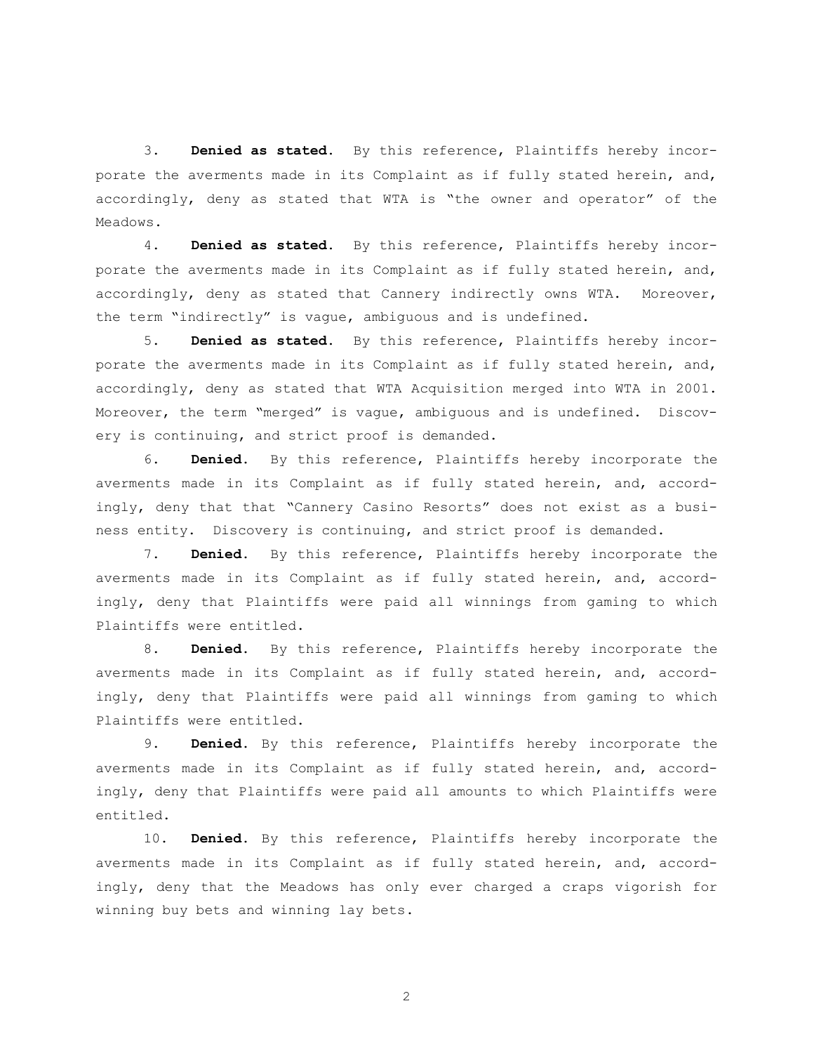3. **Denied as stated.** By this reference, Plaintiffs hereby incorporate the averments made in its Complaint as if fully stated herein, and, accordingly, deny as stated that WTA is "the owner and operator" of the Meadows.

4. **Denied as stated.** By this reference, Plaintiffs hereby incorporate the averments made in its Complaint as if fully stated herein, and, accordingly, deny as stated that Cannery indirectly owns WTA. Moreover, the term "indirectly" is vague, ambiguous and is undefined.

5. **Denied as stated.** By this reference, Plaintiffs hereby incorporate the averments made in its Complaint as if fully stated herein, and, accordingly, deny as stated that WTA Acquisition merged into WTA in 2001. Moreover, the term "merged" is vague, ambiguous and is undefined. Discovery is continuing, and strict proof is demanded.

6. **Denied.** By this reference, Plaintiffs hereby incorporate the averments made in its Complaint as if fully stated herein, and, accordingly, deny that that "Cannery Casino Resorts" does not exist as a business entity. Discovery is continuing, and strict proof is demanded.

7. **Denied.** By this reference, Plaintiffs hereby incorporate the averments made in its Complaint as if fully stated herein, and, accordingly, deny that Plaintiffs were paid all winnings from gaming to which Plaintiffs were entitled.

8. **Denied.** By this reference, Plaintiffs hereby incorporate the averments made in its Complaint as if fully stated herein, and, accordingly, deny that Plaintiffs were paid all winnings from gaming to which Plaintiffs were entitled.

9. **Denied.** By this reference, Plaintiffs hereby incorporate the averments made in its Complaint as if fully stated herein, and, accordingly, deny that Plaintiffs were paid all amounts to which Plaintiffs were entitled.

10. **Denied.** By this reference, Plaintiffs hereby incorporate the averments made in its Complaint as if fully stated herein, and, accordingly, deny that the Meadows has only ever charged a craps vigorish for winning buy bets and winning lay bets.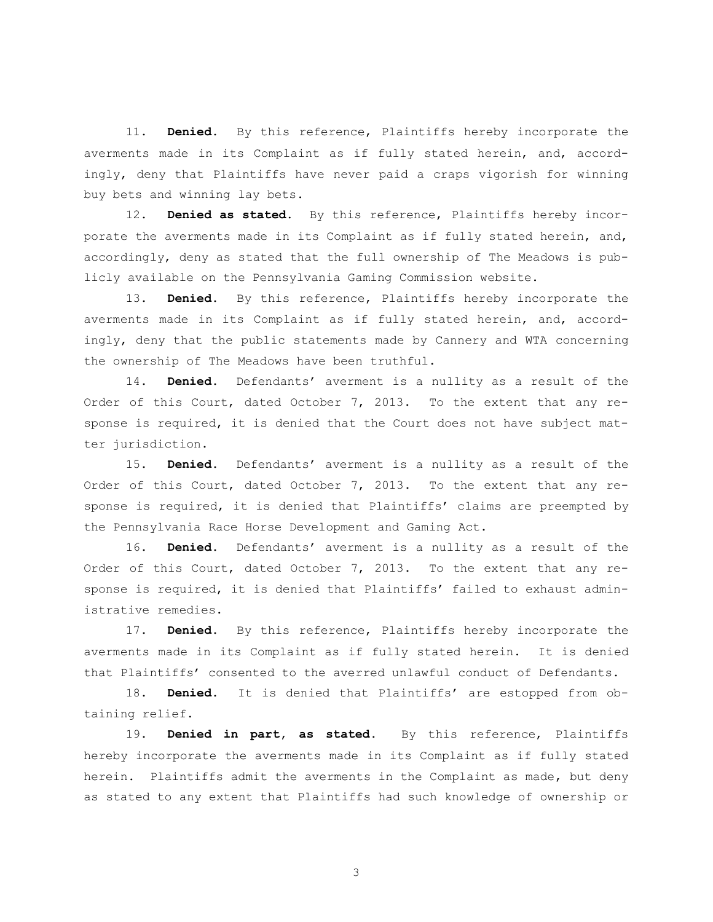11. **Denied.** By this reference, Plaintiffs hereby incorporate the averments made in its Complaint as if fully stated herein, and, accordingly, deny that Plaintiffs have never paid a craps vigorish for winning buy bets and winning lay bets.

12. **Denied as stated.** By this reference, Plaintiffs hereby incorporate the averments made in its Complaint as if fully stated herein, and, accordingly, deny as stated that the full ownership of The Meadows is publicly available on the Pennsylvania Gaming Commission website.

13. **Denied.** By this reference, Plaintiffs hereby incorporate the averments made in its Complaint as if fully stated herein, and, accordingly, deny that the public statements made by Cannery and WTA concerning the ownership of The Meadows have been truthful.

14. **Denied.** Defendants' averment is a nullity as a result of the Order of this Court, dated October 7, 2013. To the extent that any response is required, it is denied that the Court does not have subject matter jurisdiction.

15. **Denied.** Defendants' averment is a nullity as a result of the Order of this Court, dated October 7, 2013. To the extent that any response is required, it is denied that Plaintiffs' claims are preempted by the Pennsylvania Race Horse Development and Gaming Act.

16. **Denied.** Defendants' averment is a nullity as a result of the Order of this Court, dated October 7, 2013. To the extent that any response is required, it is denied that Plaintiffs' failed to exhaust administrative remedies.

17. **Denied.** By this reference, Plaintiffs hereby incorporate the averments made in its Complaint as if fully stated herein. It is denied that Plaintiffs' consented to the averred unlawful conduct of Defendants.

18. **Denied.** It is denied that Plaintiffs' are estopped from obtaining relief.

19. **Denied in part, as stated.** By this reference, Plaintiffs hereby incorporate the averments made in its Complaint as if fully stated herein. Plaintiffs admit the averments in the Complaint as made, but deny as stated to any extent that Plaintiffs had such knowledge of ownership or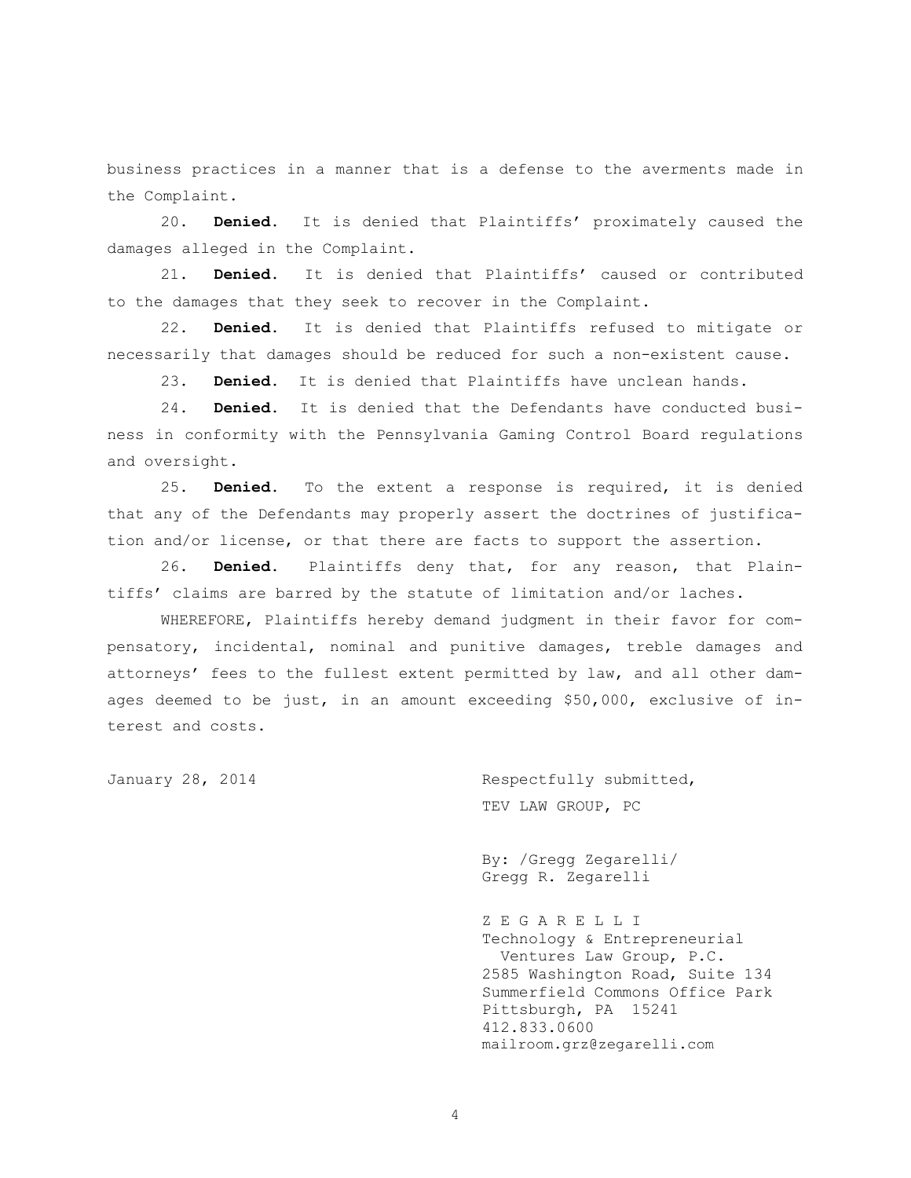business practices in a manner that is a defense to the averments made in the Complaint.

20. **Denied.** It is denied that Plaintiffs' proximately caused the damages alleged in the Complaint.

21. **Denied.** It is denied that Plaintiffs' caused or contributed to the damages that they seek to recover in the Complaint.

22. **Denied.** It is denied that Plaintiffs refused to mitigate or necessarily that damages should be reduced for such a non-existent cause.

23. **Denied.** It is denied that Plaintiffs have unclean hands.

24. **Denied.** It is denied that the Defendants have conducted business in conformity with the Pennsylvania Gaming Control Board regulations and oversight.

25. **Denied.** To the extent a response is required, it is denied that any of the Defendants may properly assert the doctrines of justification and/or license, or that there are facts to support the assertion.

26. **Denied.** Plaintiffs deny that, for any reason, that Plaintiffs' claims are barred by the statute of limitation and/or laches.

WHEREFORE, Plaintiffs hereby demand judgment in their favor for compensatory, incidental, nominal and punitive damages, treble damages and attorneys' fees to the fullest extent permitted by law, and all other damages deemed to be just, in an amount exceeding $50,000, exclusive of interest and costs.

January 28, 2014

Respectfully submitted,
TEV LAW GROUP, PC

By: /Gregg Zegarelli/
Gregg R. Zegarelli

Z E G A R E L L I
Technology & Entrepreneurial
Ventures Law Group, P.C.
2585 Washington Road, Suite 134
Summerfield Commons Office Park
Pittsburgh, PA 15241
412.833.0600
mailroom.grz@zegarelli.com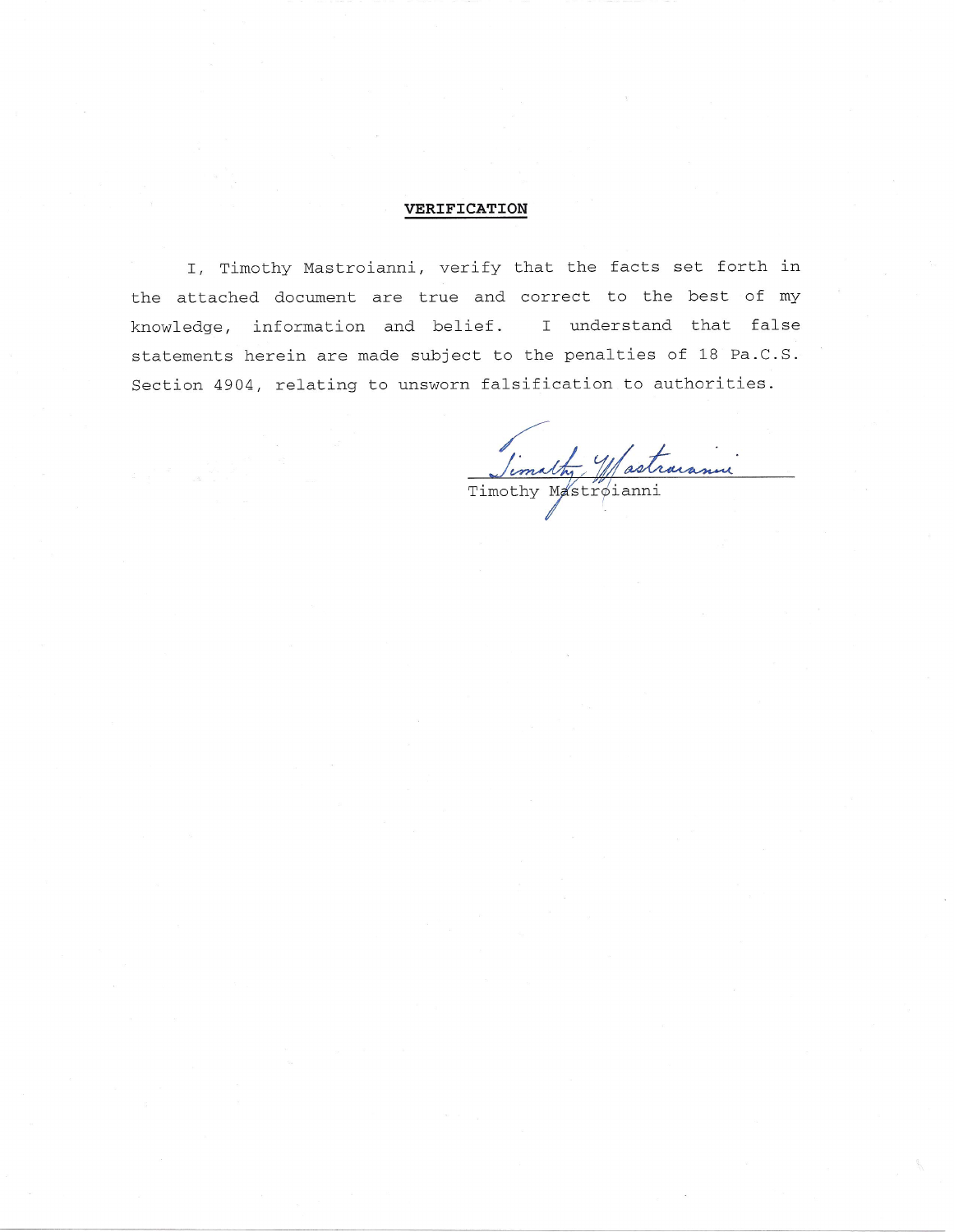**VERIFICATION**

I, Timothy Mastroianni, verify that the facts set forth in the attached document are true and correct to the best of my knowledge, information and belief. I understand that false statements herein are made subject to the penalties of 18 Pa.C.S. Section 4904, relating to unsworn falsification to authorities.

Timothy Mastroianni

Timothy Mastroianni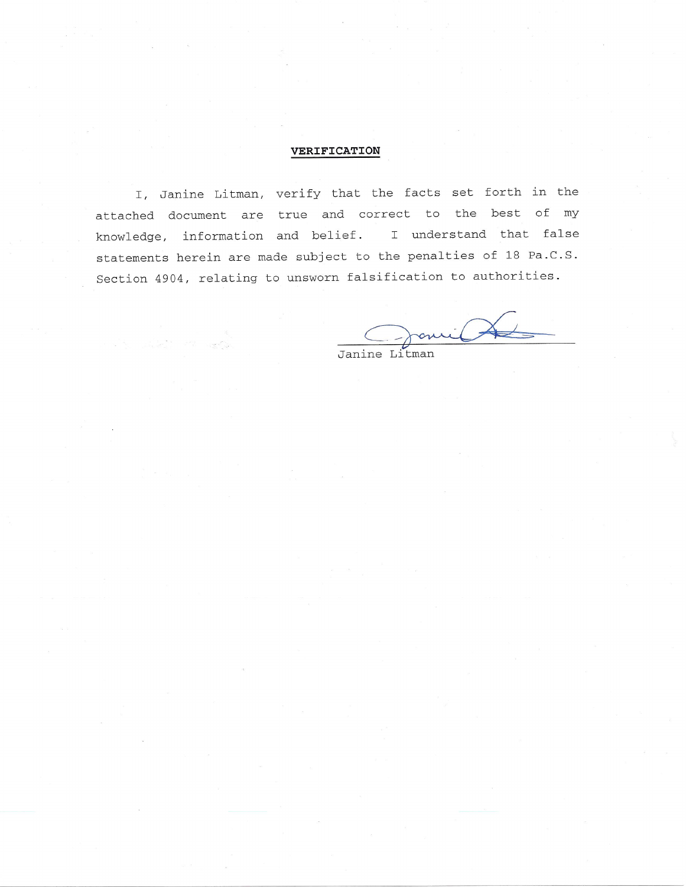## VERIFICATION

I, Janine Litman, verify that the facts set forth in the attached document are true and correct to the best of my knowledge, information and belief. I understand that false statements herein are made subject to the penalties of 18 Pa.C.S. Section 4904, relating to unsworn falsification to authorities.

Janine Litman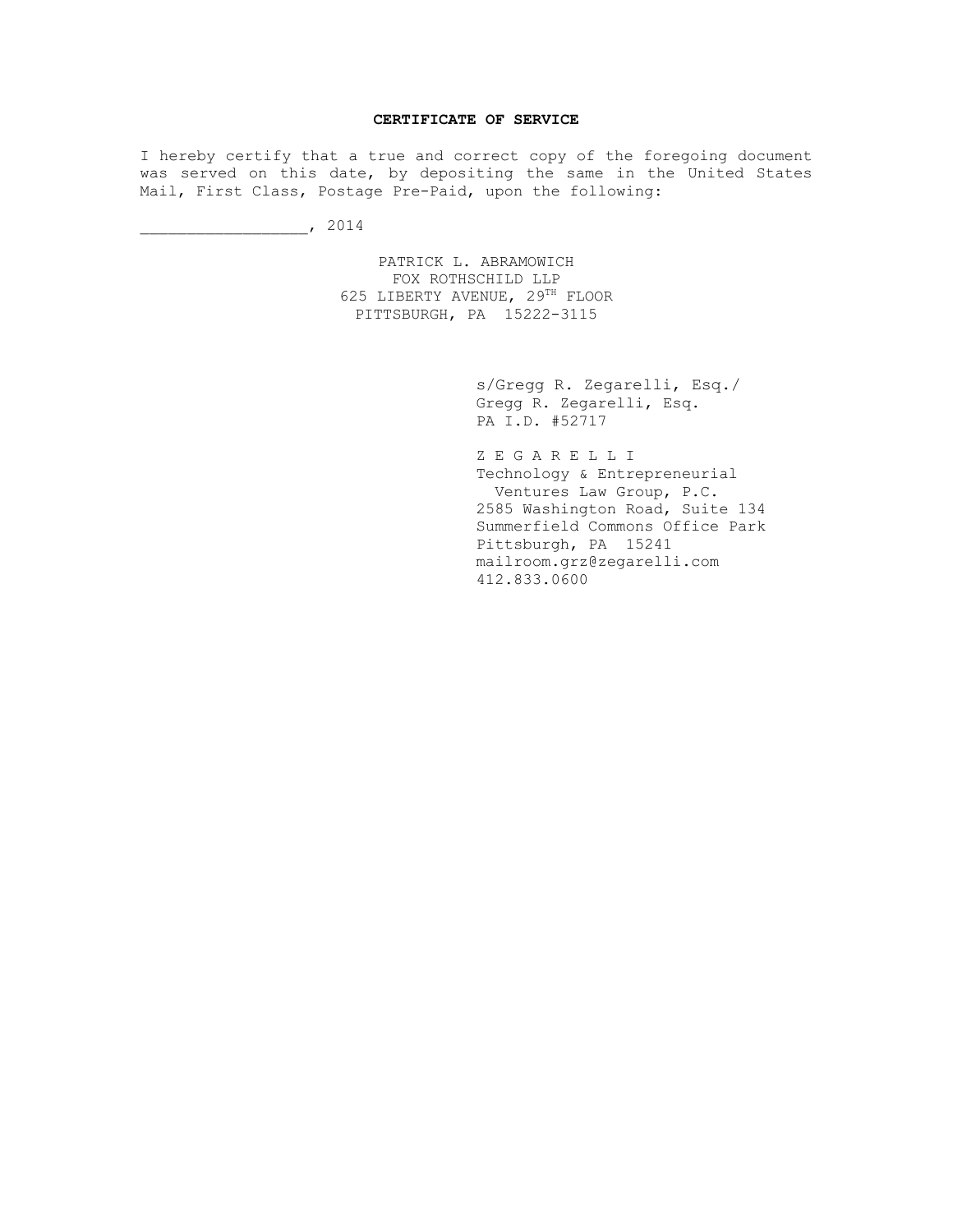**CERTIFICATE OF SERVICE**

I hereby certify that a true and correct copy of the foregoing document was served on this date, by depositing the same in the United States Mail, First Class, Postage Pre-Paid, upon the following:

__________________, 2014

PATRICK L. ABRAMOWICH
FOX ROTHSCHILD LLP
625 LIBERTY AVENUE, 29TH FLOOR
PITTSBURGH, PA 15222-3115

s/Gregg R. Zegarelli, Esq./
Gregg R. Zegarelli, Esq.
PA I.D. #52717

Z E G A R E L L I
Technology & Entrepreneurial
Ventures Law Group, P.C.
2585 Washington Road, Suite 134
Summerfield Commons Office Park
Pittsburgh, PA 15241
mailroom.grz@zegarelli.com
412.833.0600